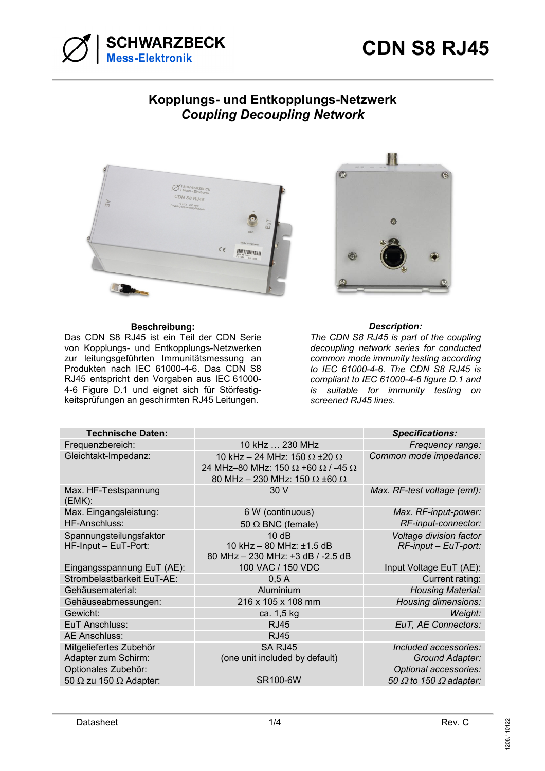# Kopplungs- und Entkopplungs-Netzwerk

## *Coupling Decoupling Network*

**Beschreibung:**

Das CDN S8 RJ45 ist ein Teil der CDN Serie von Kopplungs- und Entkopplungs-Netzwerken zur leitungsgeführten Immunitätsmessung an Produkten nach IEC 61000-4-6. Das CDN S8 RJ45 entspricht den Vorgaben aus IEC 61000-4-6 Figure D.1 und eignet sich für Störfestigkeitsprüfungen an geschirmten RJ45 Leitungen.

***Description:***

*The CDN S8 RJ45 is part of the coupling decoupling network series for conducted common mode immunity testing according to IEC 61000-4-6. The CDN S8 RJ45 is compliant to IEC 61000-4-6 figure D.1 and is suitable for immunity testing on screened RJ45 lines.*

| **Technische Daten:** | | ***Specifications:*** |
|---|---|---|
| Frequenzbereich: | 10 kHz … 230 MHz | *Frequency range:* |
| Gleichtakt-Impedanz: | 10 kHz – 24 MHz: 150 Ω ±20 Ω<br>24 MHz–80 MHz: 150 Ω +60 Ω / -45 Ω<br>80 MHz – 230 MHz: 150 Ω ±60 Ω | *Common mode impedance:* |
| Max. HF-Testspannung (EMK): | 30 V | *Max. RF-test voltage (emf):* |
| Max. Eingangsleistung: | 6 W (continuous) | *Max. RF-input-power:* |
| HF-Anschluss: | 50 Ω BNC (female) | *RF-input-connector:* |
| Spannungsteilungsfaktor<br>HF-Input – EuT-Port: | 10 dB<br>10 kHz – 80 MHz: ±1.5 dB<br>80 MHz – 230 MHz: +3 dB / -2.5 dB | *Voltage division factor*<br>*RF-input – EuT-port:* |
| Eingangsspannung EuT (AE): | 100 VAC / 150 VDC | Input Voltage EuT (AE): |
| Strombelastbarkeit EuT-AE: | 0,5 A | Current rating: |
| Gehäusematerial: | Aluminium | *Housing Material:* |
| Gehäuseabmessungen: | 216 x 105 x 108 mm | *Housing dimensions:* |
| Gewicht: | ca. 1,5 kg | *Weight:* |
| EuT Anschluss: | RJ45 | *EuT, AE Connectors:* |
| AE Anschluss: | RJ45 | |
| Mitgeliefertes Zubehör<br>Adapter zum Schirm: | SA RJ45<br>(one unit included by default) | *Included accessories:*<br>*Ground Adapter:* |
| Optionales Zubehör:<br>50 Ω zu 150 Ω Adapter: | SR100-6W | *Optional accessories:*<br>*50 Ω to 150 Ω adapter:* |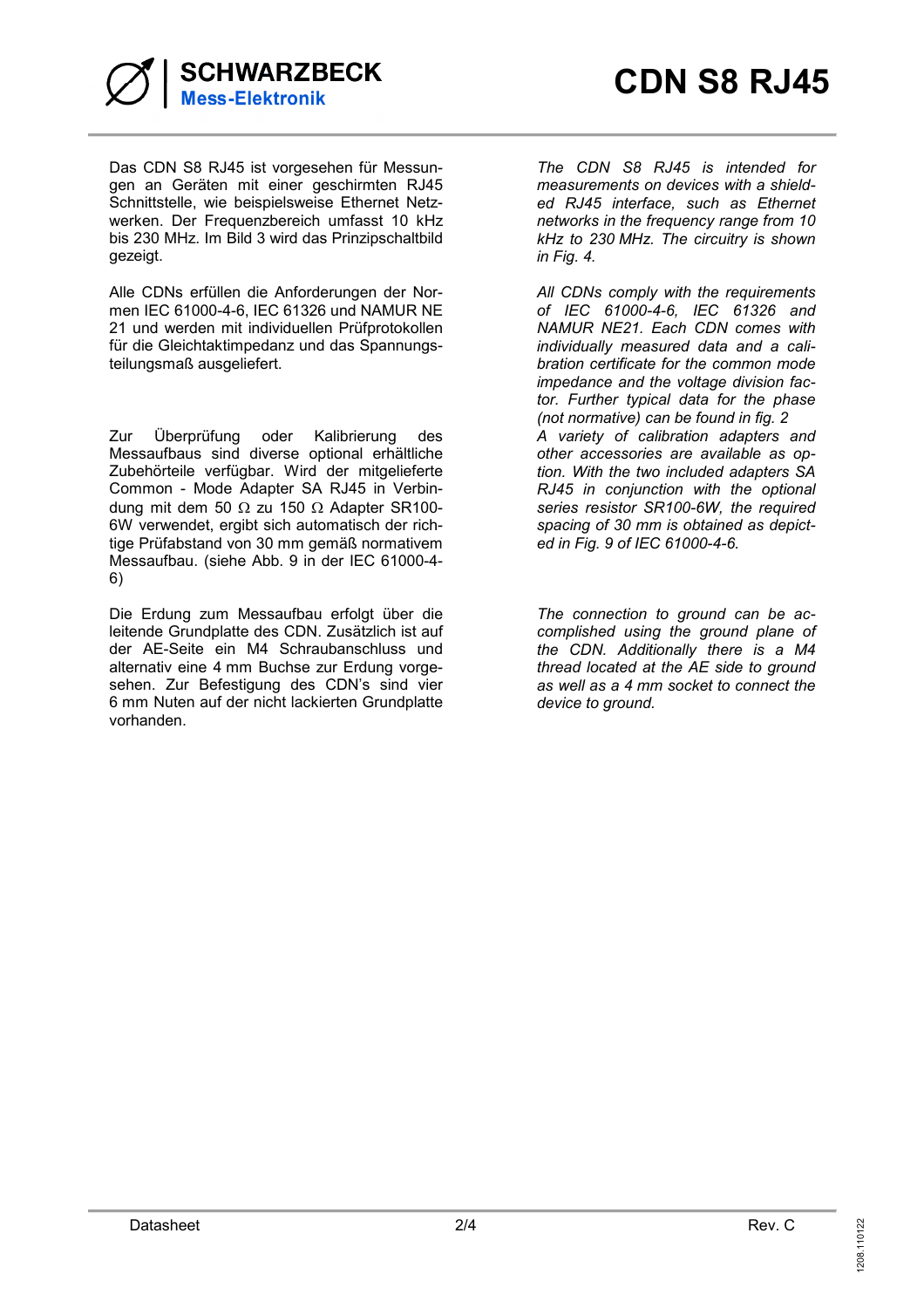Das CDN S8 RJ45 ist vorgesehen für Messungen an Geräten mit einer geschirmten RJ45 Schnittstelle, wie beispielsweise Ethernet Netzwerken. Der Frequenzbereich umfasst 10 kHz bis 230 MHz. Im Bild 3 wird das Prinzipschaltbild gezeigt.

Alle CDNs erfüllen die Anforderungen der Normen IEC 61000-4-6, IEC 61326 und NAMUR NE 21 und werden mit individuellen Prüfprotokollen für die Gleichtaktimpedanz und das Spannungsteilungsmaß ausgeliefert.

Zur Überprüfung oder Kalibrierung des Messaufbaus sind diverse optional erhältliche Zubehörteile verfügbar. Wird der mitgelieferte Common - Mode Adapter SA RJ45 in Verbindung mit dem 50 Ω zu 150 Ω Adapter SR100-6W verwendet, ergibt sich automatisch der richtige Prüfabstand von 30 mm gemäß normativem Messaufbau. (siehe Abb. 9 in der IEC 61000-4-6)

Die Erdung zum Messaufbau erfolgt über die leitende Grundplatte des CDN. Zusätzlich ist auf der AE-Seite ein M4 Schraubanschluss und alternativ eine 4 mm Buchse zur Erdung vorgesehen. Zur Befestigung des CDN's sind vier 6 mm Nuten auf der nicht lackierten Grundplatte vorhanden.

*The CDN S8 RJ45 is intended for measurements on devices with a shielded RJ45 interface, such as Ethernet networks in the frequency range from 10 kHz to 230 MHz. The circuitry is shown in Fig. 4.*

*All CDNs comply with the requirements of IEC 61000-4-6, IEC 61326 and NAMUR NE21. Each CDN comes with individually measured data and a calibration certificate for the common mode impedance and the voltage division factor. Further typical data for the phase (not normative) can be found in fig. 2*

*A variety of calibration adapters and other accessories are available as option. With the two included adapters SA RJ45 in conjunction with the optional series resistor SR100-6W, the required spacing of 30 mm is obtained as depicted in Fig. 9 of IEC 61000-4-6.*

*The connection to ground can be accomplished using the ground plane of the CDN. Additionally there is a M4 thread located at the AE side to ground as well as a 4 mm socket to connect the device to ground.*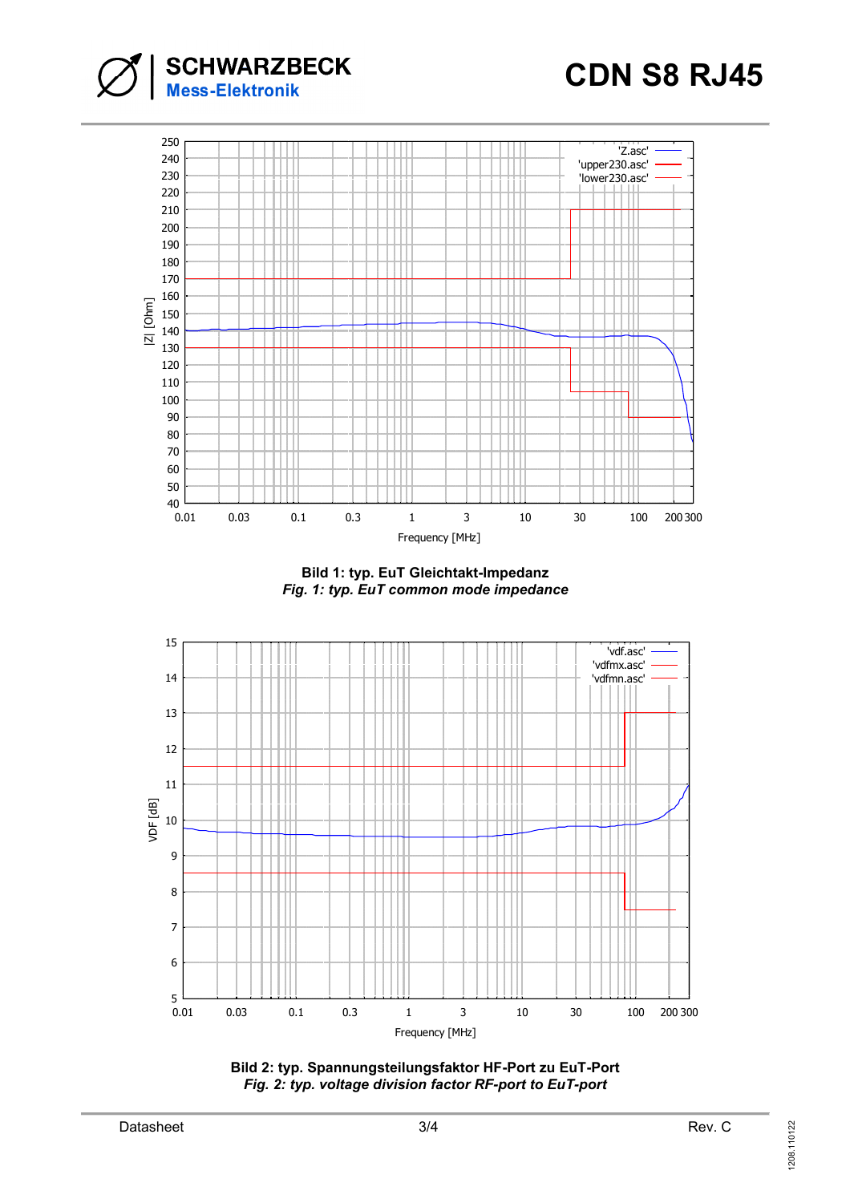**Bild 1: typ. EuT Gleichtakt-Impedanz**
*Fig. 1: typ. EuT common mode impedance*

**Bild 2: typ. Spannungsteilungsfaktor HF-Port zu EuT-Port**
*Fig. 2: typ. voltage division factor RF-port to EuT-port*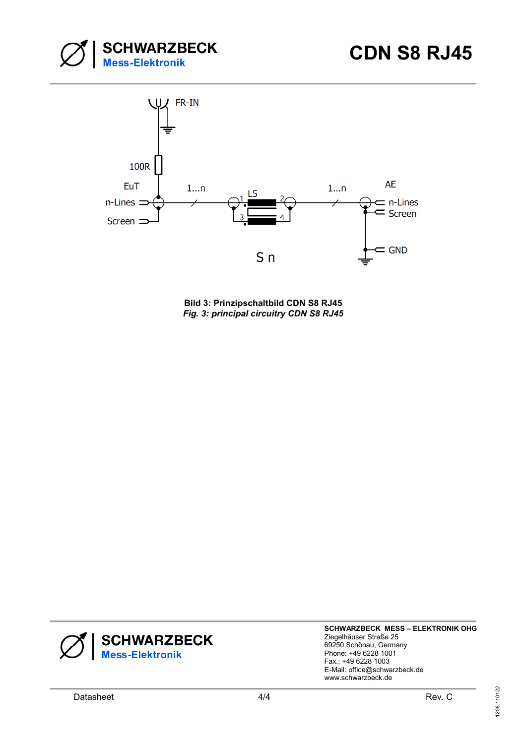FR-IN

100R

EuT

n-Lines

Screen

1...n

L5

1

2

3

4

1...n

AE

n-Lines

Screen

GND

S n

**Bild 3: Prinzipschaltbild CDN S8 RJ45**

***Fig. 3: principal circuitry CDN S8 RJ45***

**SCHWARZBECK MESS – ELEKTRONIK OHG**
Ziegelhäuser Straße 25
69250 Schönau, Germany
Phone: +49 6228 1001
Fax.: +49 6228 1003
E-Mail: office@schwarzbeck.de
www.schwarzbeck.de